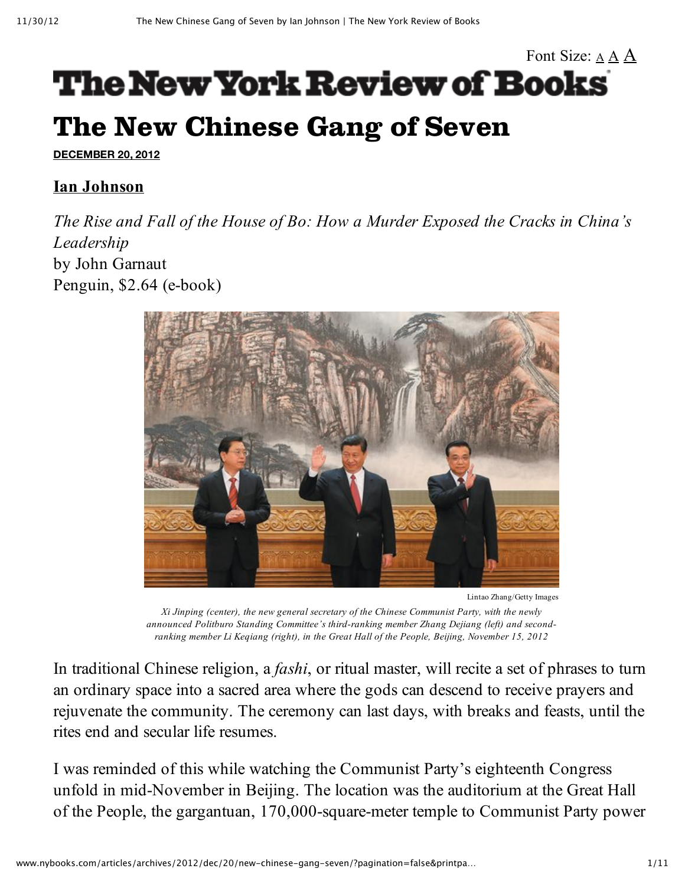The New York Review of Books

# The New Chinese Gang of Seven

**DECEMBER 20, 2012**

## Ian Johnson

*The Rise and Fall of the House of Bo: How a Murder Exposed the Cracks in China's Leadership*
by John Garnaut
Penguin, $2.64 (e-book)

Lintao Zhang/Getty Images

*Xi Jinping (center), the new general secretary of the Chinese Communist Party, with the newly announced Politburo Standing Committee's third-ranking member Zhang Dejiang (left) and second-ranking member Li Keqiang (right), in the Great Hall of the People, Beijing, November 15, 2012*

In traditional Chinese religion, a *fashi*, or ritual master, will recite a set of phrases to turn an ordinary space into a sacred area where the gods can descend to receive prayers and rejuvenate the community. The ceremony can last days, with breaks and feasts, until the rites end and secular life resumes.

I was reminded of this while watching the Communist Party's eighteenth Congress unfold in mid-November in Beijing. The location was the auditorium at the Great Hall of the People, the gargantuan, 170,000-square-meter temple to Communist Party power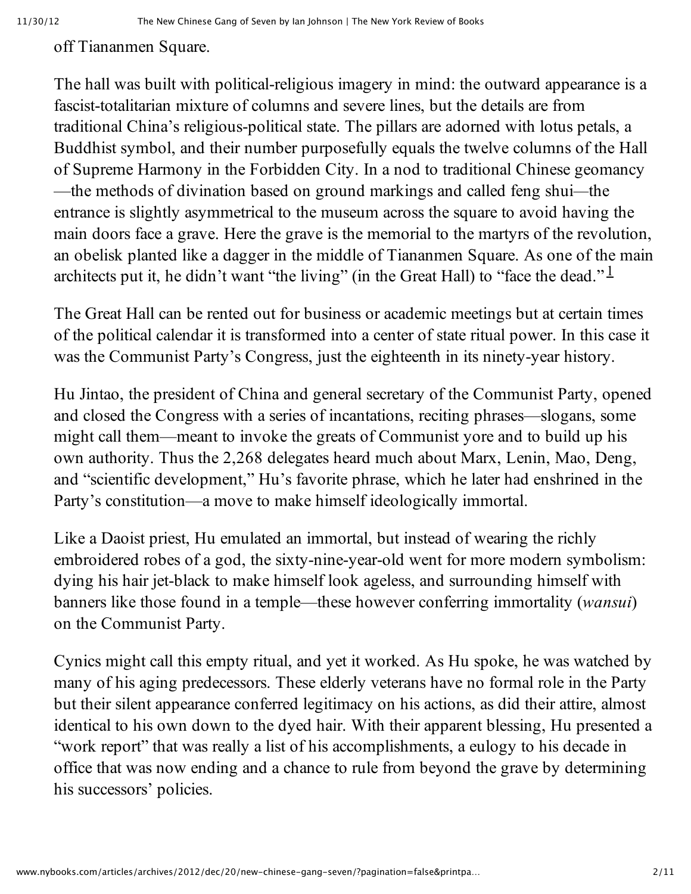off Tiananmen Square.

The hall was built with political-religious imagery in mind: the outward appearance is a fascist-totalitarian mixture of columns and severe lines, but the details are from traditional China's religious-political state. The pillars are adorned with lotus petals, a Buddhist symbol, and their number purposefully equals the twelve columns of the Hall of Supreme Harmony in the Forbidden City. In a nod to traditional Chinese geomancy—the methods of divination based on ground markings and called feng shui—the entrance is slightly asymmetrical to the museum across the square to avoid having the main doors face a grave. Here the grave is the memorial to the martyrs of the revolution, an obelisk planted like a dagger in the middle of Tiananmen Square. As one of the main architects put it, he didn't want "the living" (in the Great Hall) to "face the dead."[1]

The Great Hall can be rented out for business or academic meetings but at certain times of the political calendar it is transformed into a center of state ritual power. In this case it was the Communist Party's Congress, just the eighteenth in its ninety-year history.

Hu Jintao, the president of China and general secretary of the Communist Party, opened and closed the Congress with a series of incantations, reciting phrases—slogans, some might call them—meant to invoke the greats of Communist yore and to build up his own authority. Thus the 2,268 delegates heard much about Marx, Lenin, Mao, Deng, and "scientific development," Hu's favorite phrase, which he later had enshrined in the Party's constitution—a move to make himself ideologically immortal.

Like a Daoist priest, Hu emulated an immortal, but instead of wearing the richly embroidered robes of a god, the sixty-nine-year-old went for more modern symbolism: dying his hair jet-black to make himself look ageless, and surrounding himself with banners like those found in a temple—these however conferring immortality (*wansui*) on the Communist Party.

Cynics might call this empty ritual, and yet it worked. As Hu spoke, he was watched by many of his aging predecessors. These elderly veterans have no formal role in the Party but their silent appearance conferred legitimacy on his actions, as did their attire, almost identical to his own down to the dyed hair. With their apparent blessing, Hu presented a "work report" that was really a list of his accomplishments, a eulogy to his decade in office that was now ending and a chance to rule from beyond the grave by determining his successors' policies.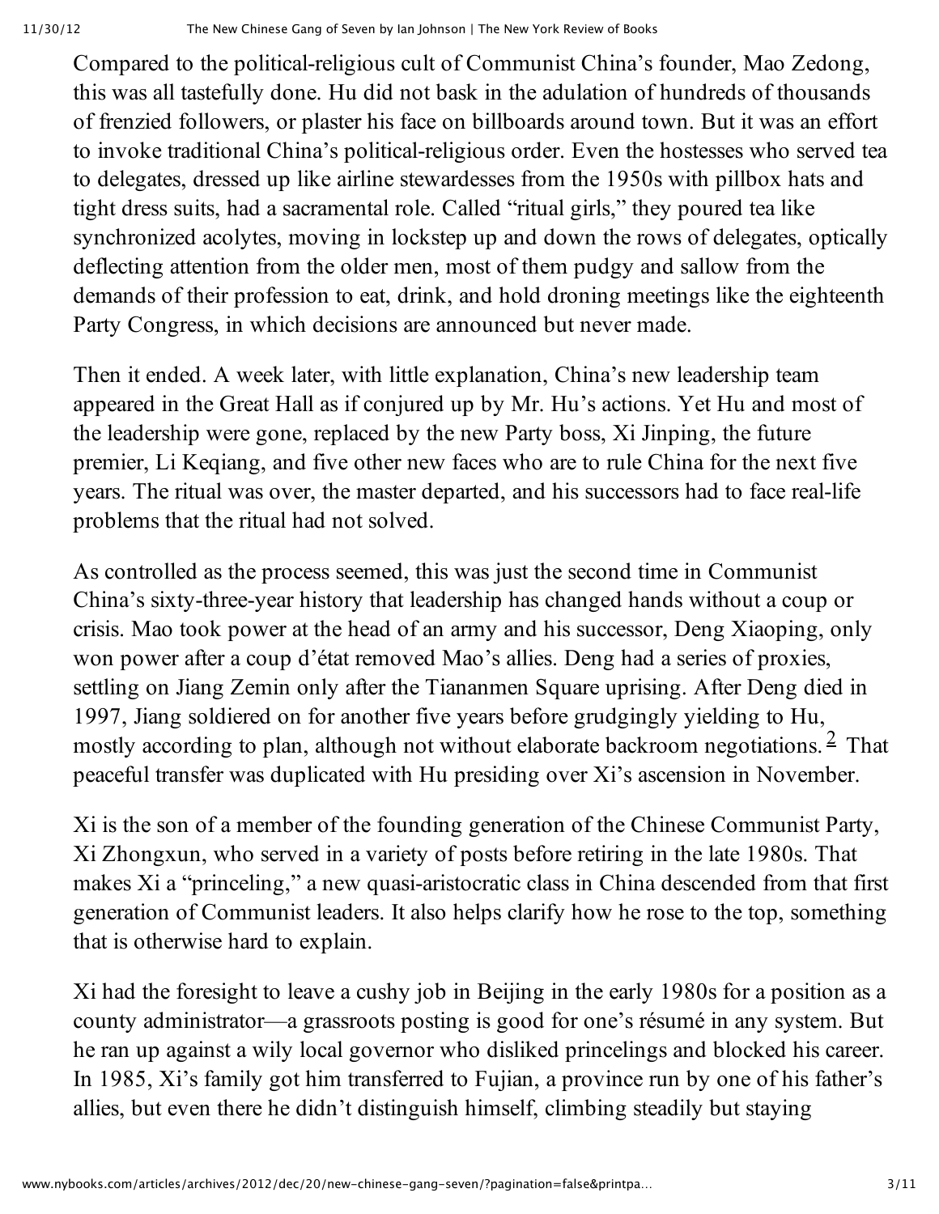Compared to the political-religious cult of Communist China's founder, Mao Zedong, this was all tastefully done. Hu did not bask in the adulation of hundreds of thousands of frenzied followers, or plaster his face on billboards around town. But it was an effort to invoke traditional China's political-religious order. Even the hostesses who served tea to delegates, dressed up like airline stewardesses from the 1950s with pillbox hats and tight dress suits, had a sacramental role. Called "ritual girls," they poured tea like synchronized acolytes, moving in lockstep up and down the rows of delegates, optically deflecting attention from the older men, most of them pudgy and sallow from the demands of their profession to eat, drink, and hold droning meetings like the eighteenth Party Congress, in which decisions are announced but never made.

Then it ended. A week later, with little explanation, China's new leadership team appeared in the Great Hall as if conjured up by Mr. Hu's actions. Yet Hu and most of the leadership were gone, replaced by the new Party boss, Xi Jinping, the future premier, Li Keqiang, and five other new faces who are to rule China for the next five years. The ritual was over, the master departed, and his successors had to face real-life problems that the ritual had not solved.

As controlled as the process seemed, this was just the second time in Communist China's sixty-three-year history that leadership has changed hands without a coup or crisis. Mao took power at the head of an army and his successor, Deng Xiaoping, only won power after a coup d'état removed Mao's allies. Deng had a series of proxies, settling on Jiang Zemin only after the Tiananmen Square uprising. After Deng died in 1997, Jiang soldiered on for another five years before grudgingly yielding to Hu, mostly according to plan, although not without elaborate backroom negotiations.[2] That peaceful transfer was duplicated with Hu presiding over Xi's ascension in November.

Xi is the son of a member of the founding generation of the Chinese Communist Party, Xi Zhongxun, who served in a variety of posts before retiring in the late 1980s. That makes Xi a "princeling," a new quasi-aristocratic class in China descended from that first generation of Communist leaders. It also helps clarify how he rose to the top, something that is otherwise hard to explain.

Xi had the foresight to leave a cushy job in Beijing in the early 1980s for a position as a county administrator—a grassroots posting is good for one's résumé in any system. But he ran up against a wily local governor who disliked princelings and blocked his career. In 1985, Xi's family got him transferred to Fujian, a province run by one of his father's allies, but even there he didn't distinguish himself, climbing steadily but staying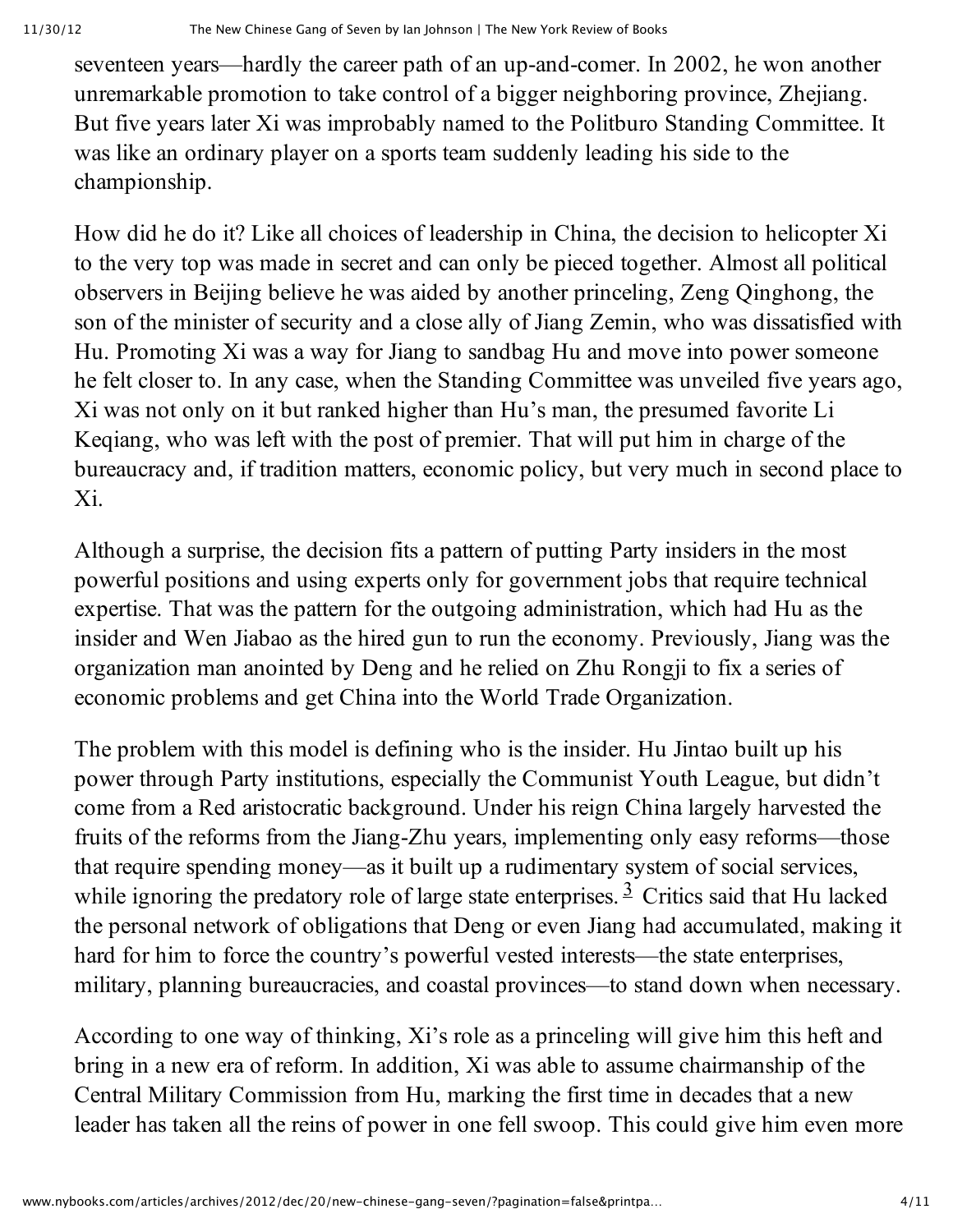seventeen years—hardly the career path of an up-and-comer. In 2002, he won another unremarkable promotion to take control of a bigger neighboring province, Zhejiang. But five years later Xi was improbably named to the Politburo Standing Committee. It was like an ordinary player on a sports team suddenly leading his side to the championship.

How did he do it? Like all choices of leadership in China, the decision to helicopter Xi to the very top was made in secret and can only be pieced together. Almost all political observers in Beijing believe he was aided by another princeling, Zeng Qinghong, the son of the minister of security and a close ally of Jiang Zemin, who was dissatisfied with Hu. Promoting Xi was a way for Jiang to sandbag Hu and move into power someone he felt closer to. In any case, when the Standing Committee was unveiled five years ago, Xi was not only on it but ranked higher than Hu's man, the presumed favorite Li Keqiang, who was left with the post of premier. That will put him in charge of the bureaucracy and, if tradition matters, economic policy, but very much in second place to Xi.

Although a surprise, the decision fits a pattern of putting Party insiders in the most powerful positions and using experts only for government jobs that require technical expertise. That was the pattern for the outgoing administration, which had Hu as the insider and Wen Jiabao as the hired gun to run the economy. Previously, Jiang was the organization man anointed by Deng and he relied on Zhu Rongji to fix a series of economic problems and get China into the World Trade Organization.

The problem with this model is defining who is the insider. Hu Jintao built up his power through Party institutions, especially the Communist Youth League, but didn't come from a Red aristocratic background. Under his reign China largely harvested the fruits of the reforms from the Jiang-Zhu years, implementing only easy reforms—those that require spending money—as it built up a rudimentary system of social services, while ignoring the predatory role of large state enterprises.[3] Critics said that Hu lacked the personal network of obligations that Deng or even Jiang had accumulated, making it hard for him to force the country's powerful vested interests—the state enterprises, military, planning bureaucracies, and coastal provinces—to stand down when necessary.

According to one way of thinking, Xi's role as a princeling will give him this heft and bring in a new era of reform. In addition, Xi was able to assume chairmanship of the Central Military Commission from Hu, marking the first time in decades that a new leader has taken all the reins of power in one fell swoop. This could give him even more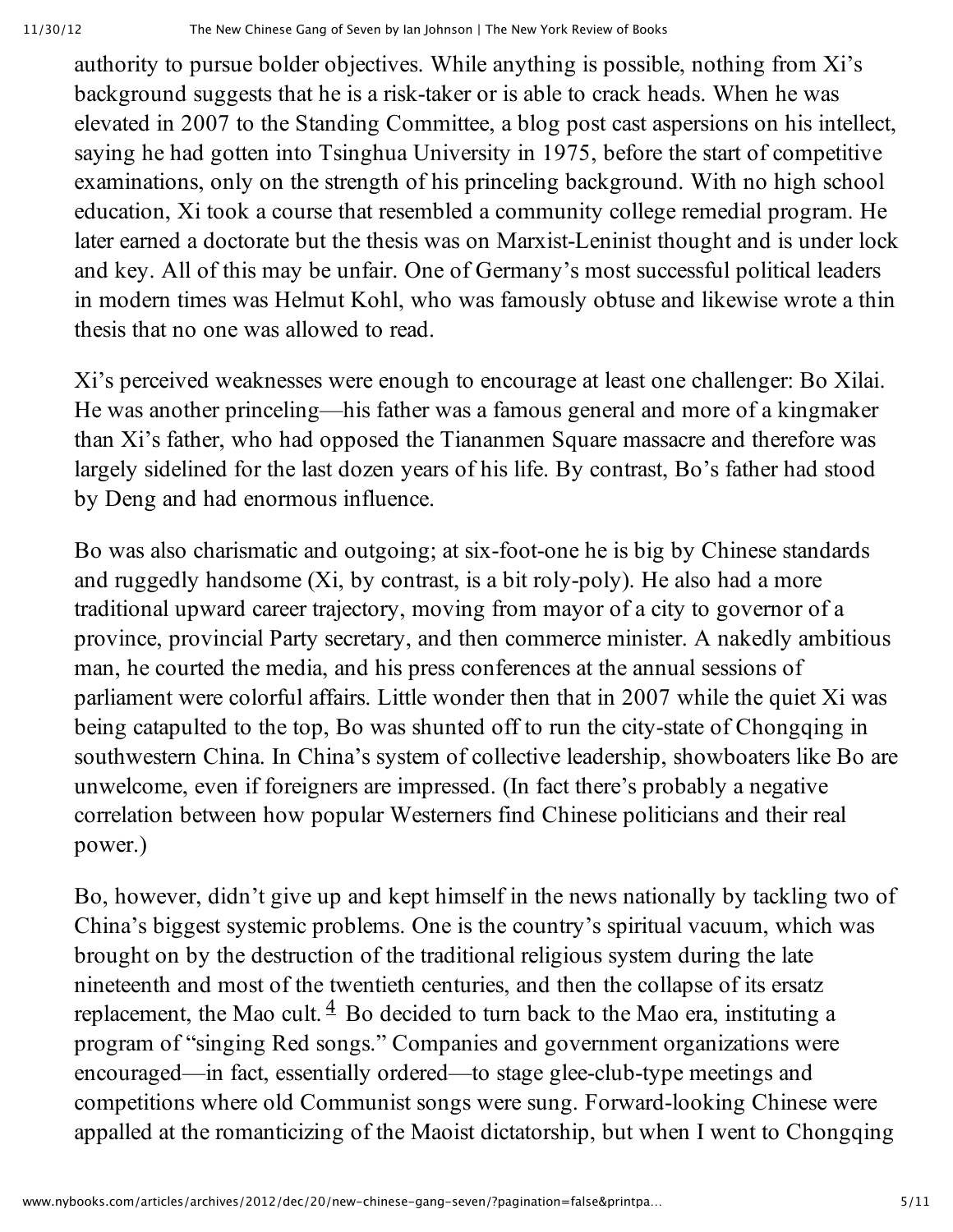authority to pursue bolder objectives. While anything is possible, nothing from Xi's background suggests that he is a risk-taker or is able to crack heads. When he was elevated in 2007 to the Standing Committee, a blog post cast aspersions on his intellect, saying he had gotten into Tsinghua University in 1975, before the start of competitive examinations, only on the strength of his princeling background. With no high school education, Xi took a course that resembled a community college remedial program. He later earned a doctorate but the thesis was on Marxist-Leninist thought and is under lock and key. All of this may be unfair. One of Germany's most successful political leaders in modern times was Helmut Kohl, who was famously obtuse and likewise wrote a thin thesis that no one was allowed to read.

Xi's perceived weaknesses were enough to encourage at least one challenger: Bo Xilai. He was another princeling—his father was a famous general and more of a kingmaker than Xi's father, who had opposed the Tiananmen Square massacre and therefore was largely sidelined for the last dozen years of his life. By contrast, Bo's father had stood by Deng and had enormous influence.

Bo was also charismatic and outgoing; at six-foot-one he is big by Chinese standards and ruggedly handsome (Xi, by contrast, is a bit roly-poly). He also had a more traditional upward career trajectory, moving from mayor of a city to governor of a province, provincial Party secretary, and then commerce minister. A nakedly ambitious man, he courted the media, and his press conferences at the annual sessions of parliament were colorful affairs. Little wonder then that in 2007 while the quiet Xi was being catapulted to the top, Bo was shunted off to run the city-state of Chongqing in southwestern China. In China's system of collective leadership, showboaters like Bo are unwelcome, even if foreigners are impressed. (In fact there's probably a negative correlation between how popular Westerners find Chinese politicians and their real power.)

Bo, however, didn't give up and kept himself in the news nationally by tackling two of China's biggest systemic problems. One is the country's spiritual vacuum, which was brought on by the destruction of the traditional religious system during the late nineteenth and most of the twentieth centuries, and then the collapse of its ersatz replacement, the Mao cult.[4] Bo decided to turn back to the Mao era, instituting a program of "singing Red songs." Companies and government organizations were encouraged—in fact, essentially ordered—to stage glee-club-type meetings and competitions where old Communist songs were sung. Forward-looking Chinese were appalled at the romanticizing of the Maoist dictatorship, but when I went to Chongqing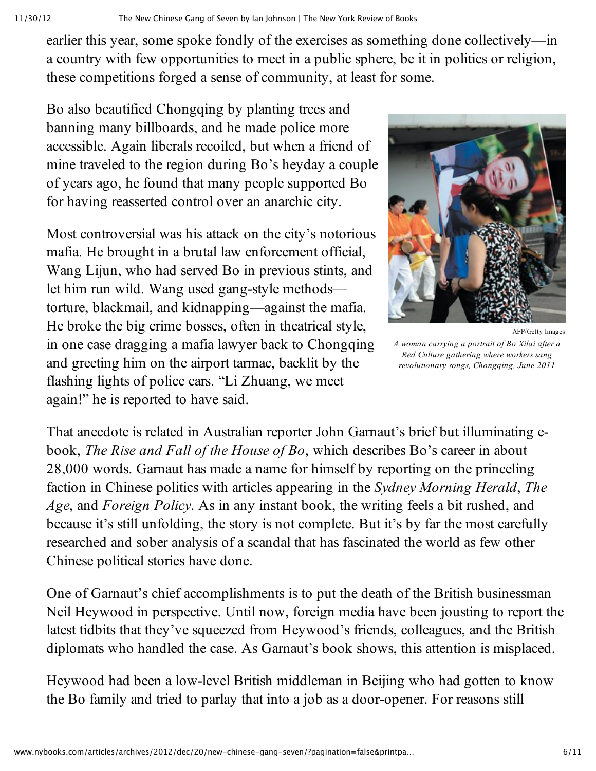earlier this year, some spoke fondly of the exercises as something done collectively—in a country with few opportunities to meet in a public sphere, be it in politics or religion, these competitions forged a sense of community, at least for some.

Bo also beautified Chongqing by planting trees and banning many billboards, and he made police more accessible. Again liberals recoiled, but when a friend of mine traveled to the region during Bo's heyday a couple of years ago, he found that many people supported Bo for having reasserted control over an anarchic city.

AFP/Getty Images

*A woman carrying a portrait of Bo Xilai after a Red Culture gathering where workers sang revolutionary songs, Chongqing, June 2011*

Most controversial was his attack on the city's notorious mafia. He brought in a brutal law enforcement official, Wang Lijun, who had served Bo in previous stints, and let him run wild. Wang used gang-style methods—torture, blackmail, and kidnapping—against the mafia. He broke the big crime bosses, often in theatrical style, in one case dragging a mafia lawyer back to Chongqing and greeting him on the airport tarmac, backlit by the flashing lights of police cars. "Li Zhuang, we meet again!" he is reported to have said.

That anecdote is related in Australian reporter John Garnaut's brief but illuminating e-book, *The Rise and Fall of the House of Bo*, which describes Bo's career in about 28,000 words. Garnaut has made a name for himself by reporting on the princeling faction in Chinese politics with articles appearing in the *Sydney Morning Herald*, *The Age*, and *Foreign Policy*. As in any instant book, the writing feels a bit rushed, and because it's still unfolding, the story is not complete. But it's by far the most carefully researched and sober analysis of a scandal that has fascinated the world as few other Chinese political stories have done.

One of Garnaut's chief accomplishments is to put the death of the British businessman Neil Heywood in perspective. Until now, foreign media have been jousting to report the latest tidbits that they've squeezed from Heywood's friends, colleagues, and the British diplomats who handled the case. As Garnaut's book shows, this attention is misplaced.

Heywood had been a low-level British middleman in Beijing who had gotten to know the Bo family and tried to parlay that into a job as a door-opener. For reasons still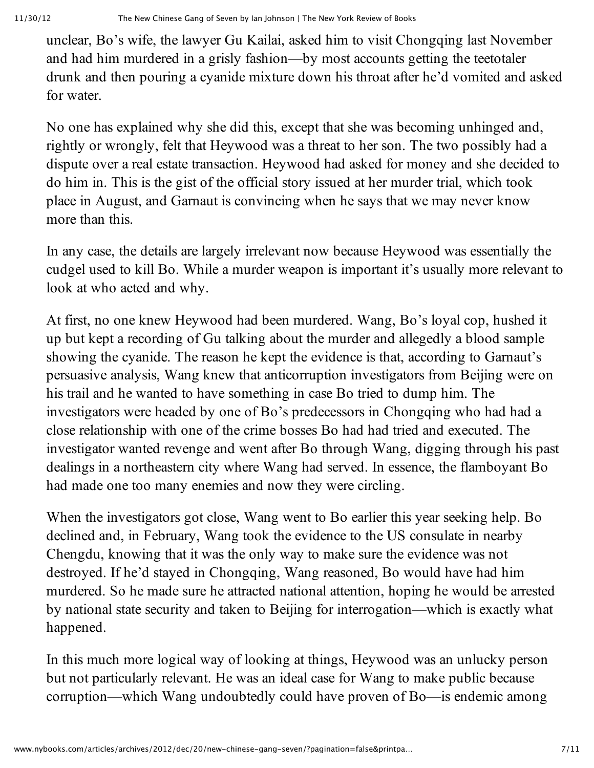unclear, Bo's wife, the lawyer Gu Kailai, asked him to visit Chongqing last November and had him murdered in a grisly fashion—by most accounts getting the teetotaler drunk and then pouring a cyanide mixture down his throat after he'd vomited and asked for water.

No one has explained why she did this, except that she was becoming unhinged and, rightly or wrongly, felt that Heywood was a threat to her son. The two possibly had a dispute over a real estate transaction. Heywood had asked for money and she decided to do him in. This is the gist of the official story issued at her murder trial, which took place in August, and Garnaut is convincing when he says that we may never know more than this.

In any case, the details are largely irrelevant now because Heywood was essentially the cudgel used to kill Bo. While a murder weapon is important it's usually more relevant to look at who acted and why.

At first, no one knew Heywood had been murdered. Wang, Bo's loyal cop, hushed it up but kept a recording of Gu talking about the murder and allegedly a blood sample showing the cyanide. The reason he kept the evidence is that, according to Garnaut's persuasive analysis, Wang knew that anticorruption investigators from Beijing were on his trail and he wanted to have something in case Bo tried to dump him. The investigators were headed by one of Bo's predecessors in Chongqing who had had a close relationship with one of the crime bosses Bo had had tried and executed. The investigator wanted revenge and went after Bo through Wang, digging through his past dealings in a northeastern city where Wang had served. In essence, the flamboyant Bo had made one too many enemies and now they were circling.

When the investigators got close, Wang went to Bo earlier this year seeking help. Bo declined and, in February, Wang took the evidence to the US consulate in nearby Chengdu, knowing that it was the only way to make sure the evidence was not destroyed. If he'd stayed in Chongqing, Wang reasoned, Bo would have had him murdered. So he made sure he attracted national attention, hoping he would be arrested by national state security and taken to Beijing for interrogation—which is exactly what happened.

In this much more logical way of looking at things, Heywood was an unlucky person but not particularly relevant. He was an ideal case for Wang to make public because corruption—which Wang undoubtedly could have proven of Bo—is endemic among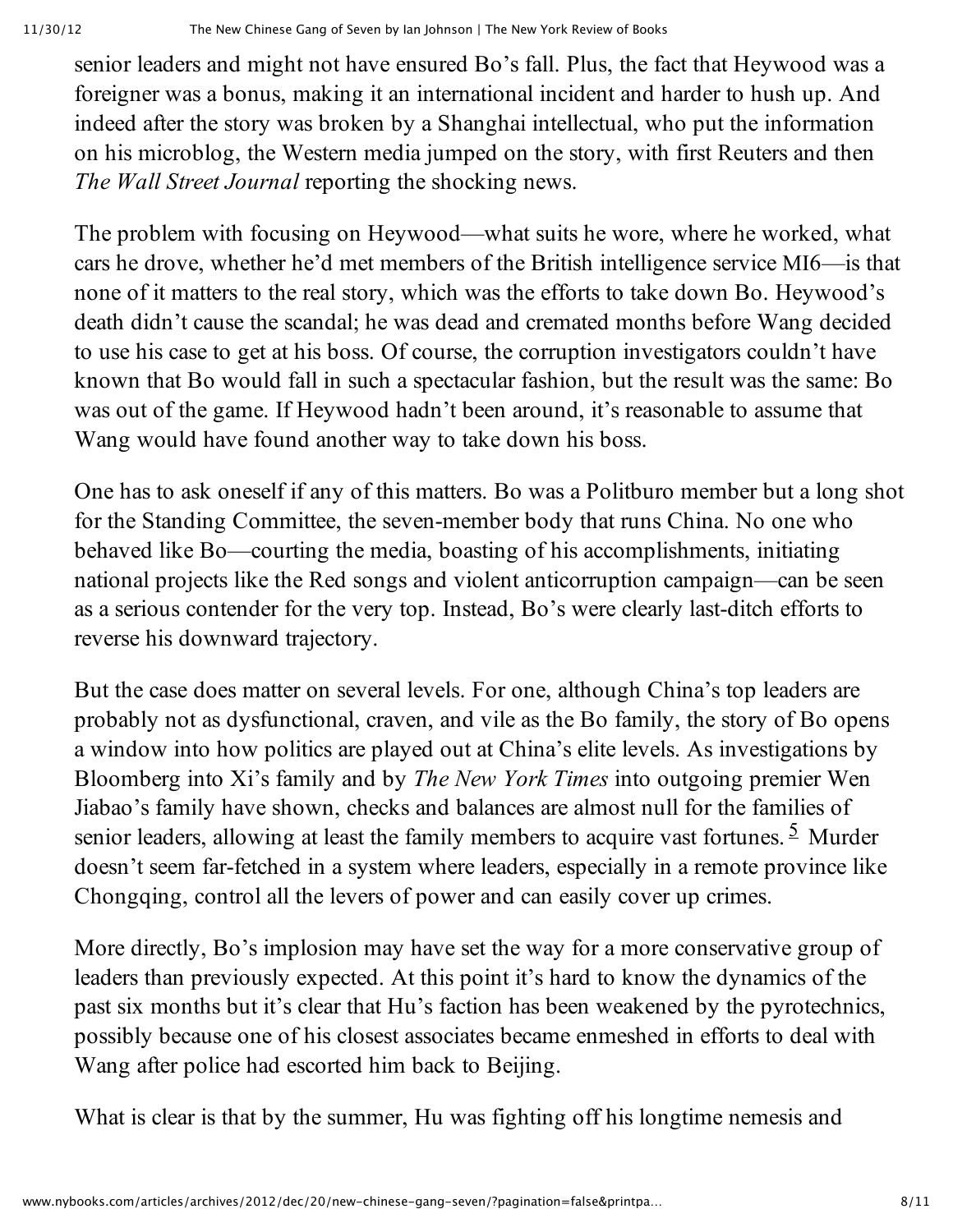senior leaders and might not have ensured Bo's fall. Plus, the fact that Heywood was a foreigner was a bonus, making it an international incident and harder to hush up. And indeed after the story was broken by a Shanghai intellectual, who put the information on his microblog, the Western media jumped on the story, with first Reuters and then *The Wall Street Journal* reporting the shocking news.

The problem with focusing on Heywood—what suits he wore, where he worked, what cars he drove, whether he'd met members of the British intelligence service MI6—is that none of it matters to the real story, which was the efforts to take down Bo. Heywood's death didn't cause the scandal; he was dead and cremated months before Wang decided to use his case to get at his boss. Of course, the corruption investigators couldn't have known that Bo would fall in such a spectacular fashion, but the result was the same: Bo was out of the game. If Heywood hadn't been around, it's reasonable to assume that Wang would have found another way to take down his boss.

One has to ask oneself if any of this matters. Bo was a Politburo member but a long shot for the Standing Committee, the seven-member body that runs China. No one who behaved like Bo—courting the media, boasting of his accomplishments, initiating national projects like the Red songs and violent anticorruption campaign—can be seen as a serious contender for the very top. Instead, Bo's were clearly last-ditch efforts to reverse his downward trajectory.

But the case does matter on several levels. For one, although China's top leaders are probably not as dysfunctional, craven, and vile as the Bo family, the story of Bo opens a window into how politics are played out at China's elite levels. As investigations by Bloomberg into Xi's family and by *The New York Times* into outgoing premier Wen Jiabao's family have shown, checks and balances are almost null for the families of senior leaders, allowing at least the family members to acquire vast fortunes.[5] Murder doesn't seem far-fetched in a system where leaders, especially in a remote province like Chongqing, control all the levers of power and can easily cover up crimes.

More directly, Bo's implosion may have set the way for a more conservative group of leaders than previously expected. At this point it's hard to know the dynamics of the past six months but it's clear that Hu's faction has been weakened by the pyrotechnics, possibly because one of his closest associates became enmeshed in efforts to deal with Wang after police had escorted him back to Beijing.

What is clear is that by the summer, Hu was fighting off his longtime nemesis and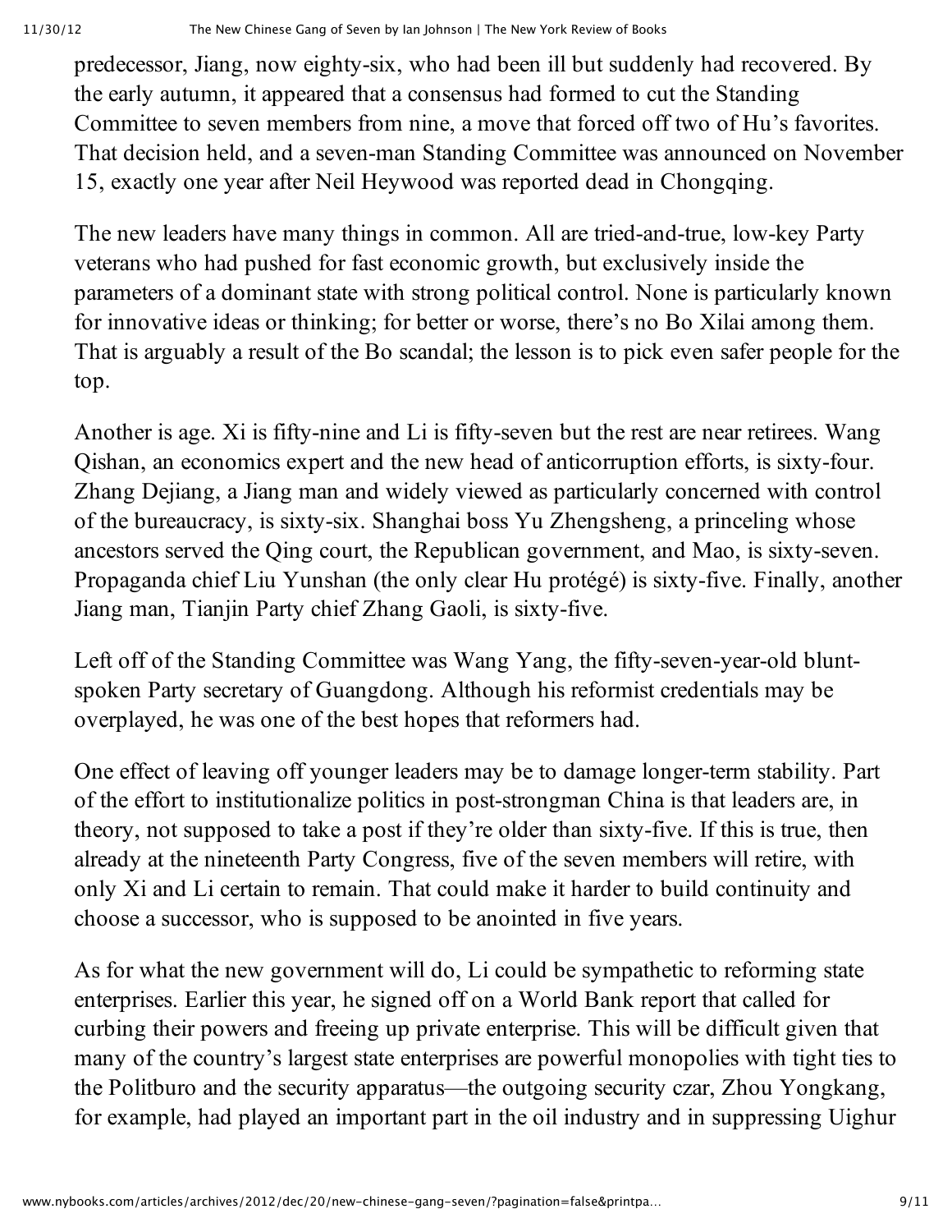predecessor, Jiang, now eighty-six, who had been ill but suddenly had recovered. By the early autumn, it appeared that a consensus had formed to cut the Standing Committee to seven members from nine, a move that forced off two of Hu's favorites. That decision held, and a seven-man Standing Committee was announced on November 15, exactly one year after Neil Heywood was reported dead in Chongqing.

The new leaders have many things in common. All are tried-and-true, low-key Party veterans who had pushed for fast economic growth, but exclusively inside the parameters of a dominant state with strong political control. None is particularly known for innovative ideas or thinking; for better or worse, there's no Bo Xilai among them. That is arguably a result of the Bo scandal; the lesson is to pick even safer people for the top.

Another is age. Xi is fifty-nine and Li is fifty-seven but the rest are near retirees. Wang Qishan, an economics expert and the new head of anticorruption efforts, is sixty-four. Zhang Dejiang, a Jiang man and widely viewed as particularly concerned with control of the bureaucracy, is sixty-six. Shanghai boss Yu Zhengsheng, a princeling whose ancestors served the Qing court, the Republican government, and Mao, is sixty-seven. Propaganda chief Liu Yunshan (the only clear Hu protégé) is sixty-five. Finally, another Jiang man, Tianjin Party chief Zhang Gaoli, is sixty-five.

Left off of the Standing Committee was Wang Yang, the fifty-seven-year-old blunt-spoken Party secretary of Guangdong. Although his reformist credentials may be overplayed, he was one of the best hopes that reformers had.

One effect of leaving off younger leaders may be to damage longer-term stability. Part of the effort to institutionalize politics in post-strongman China is that leaders are, in theory, not supposed to take a post if they're older than sixty-five. If this is true, then already at the nineteenth Party Congress, five of the seven members will retire, with only Xi and Li certain to remain. That could make it harder to build continuity and choose a successor, who is supposed to be anointed in five years.

As for what the new government will do, Li could be sympathetic to reforming state enterprises. Earlier this year, he signed off on a World Bank report that called for curbing their powers and freeing up private enterprise. This will be difficult given that many of the country's largest state enterprises are powerful monopolies with tight ties to the Politburo and the security apparatus—the outgoing security czar, Zhou Yongkang, for example, had played an important part in the oil industry and in suppressing Uighur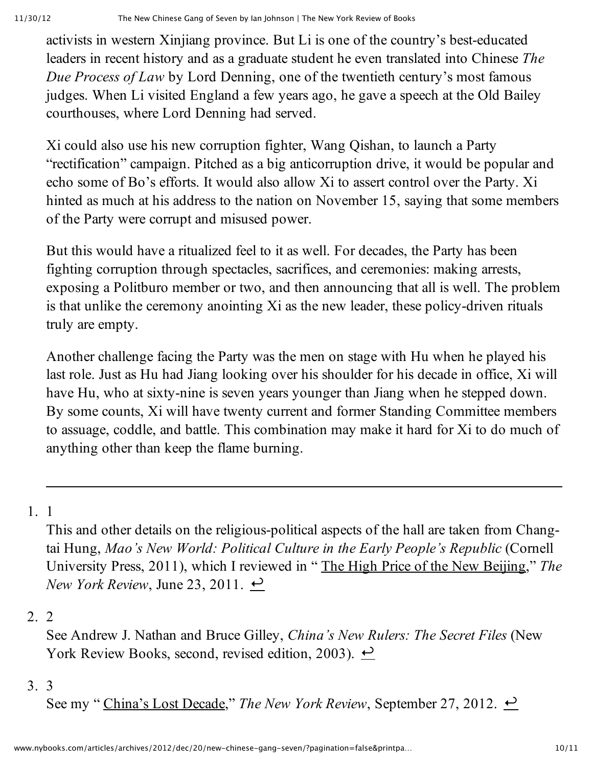activists in western Xinjiang province. But Li is one of the country's best-educated leaders in recent history and as a graduate student he even translated into Chinese *The Due Process of Law* by Lord Denning, one of the twentieth century's most famous judges. When Li visited England a few years ago, he gave a speech at the Old Bailey courthouses, where Lord Denning had served.

Xi could also use his new corruption fighter, Wang Qishan, to launch a Party "rectification" campaign. Pitched as a big anticorruption drive, it would be popular and echo some of Bo's efforts. It would also allow Xi to assert control over the Party. Xi hinted as much at his address to the nation on November 15, saying that some members of the Party were corrupt and misused power.

But this would have a ritualized feel to it as well. For decades, the Party has been fighting corruption through spectacles, sacrifices, and ceremonies: making arrests, exposing a Politburo member or two, and then announcing that all is well. The problem is that unlike the ceremony anointing Xi as the new leader, these policy-driven rituals truly are empty.

Another challenge facing the Party was the men on stage with Hu when he played his last role. Just as Hu had Jiang looking over his shoulder for his decade in office, Xi will have Hu, who at sixty-nine is seven years younger than Jiang when he stepped down. By some counts, Xi will have twenty current and former Standing Committee members to assuage, coddle, and battle. This combination may make it hard for Xi to do much of anything other than keep the flame burning.

---

1. 1
   This and other details on the religious-political aspects of the hall are taken from Chang-tai Hung, *Mao's New World: Political Culture in the Early People's Republic* (Cornell University Press, 2011), which I reviewed in " The High Price of the New Beijing," *The New York Review*, June 23, 2011. ↩

2. 2
   See Andrew J. Nathan and Bruce Gilley, *China's New Rulers: The Secret Files* (New York Review Books, second, revised edition, 2003). ↩

3. 3
   See my " China's Lost Decade," *The New York Review*, September 27, 2012. ↩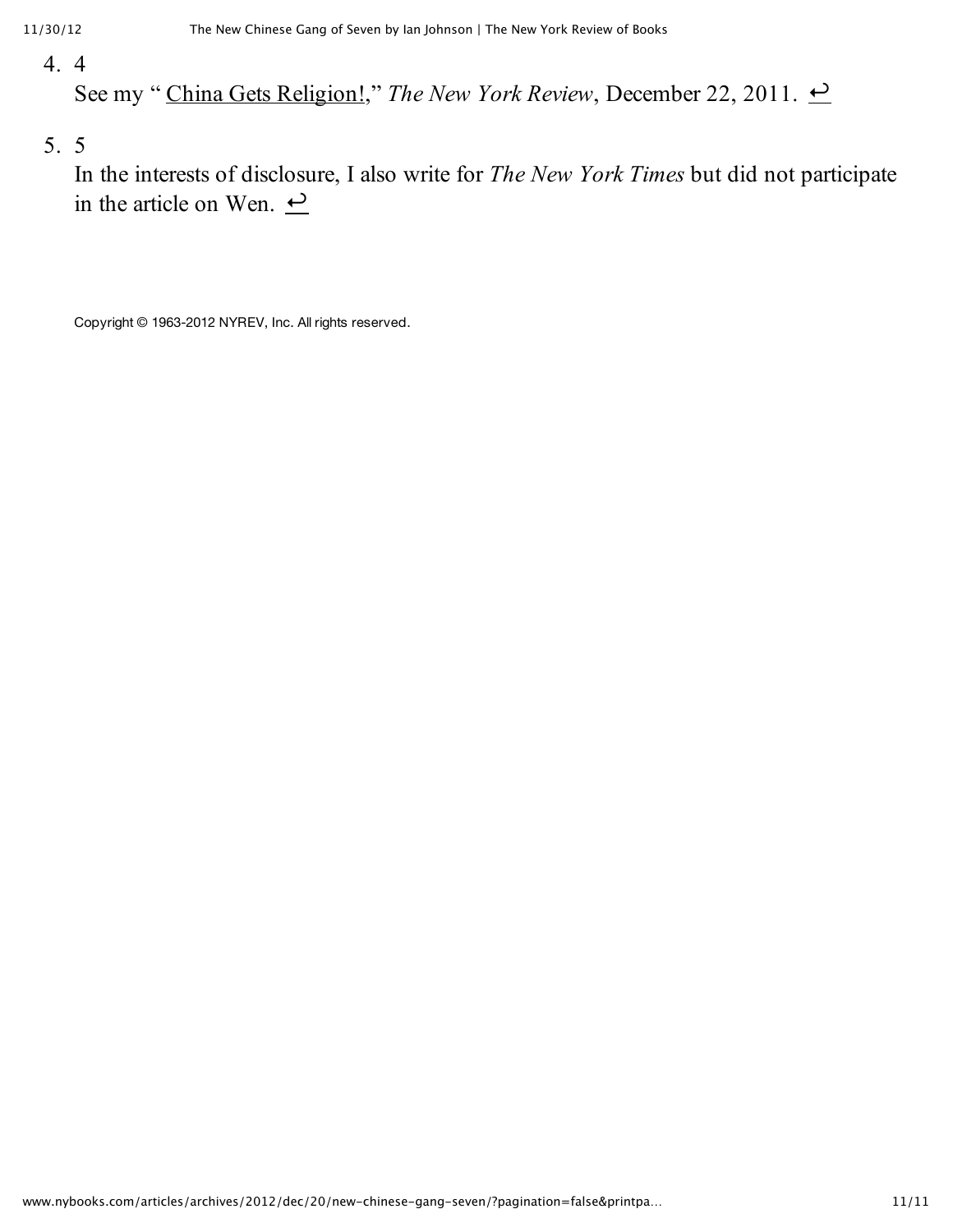4. 4

   See my " China Gets Religion!," *The New York Review*, December 22, 2011. ↩

5. 5

   In the interests of disclosure, I also write for *The New York Times* but did not participate in the article on Wen. ↩

Copyright © 1963-2012 NYREV, Inc. All rights reserved.